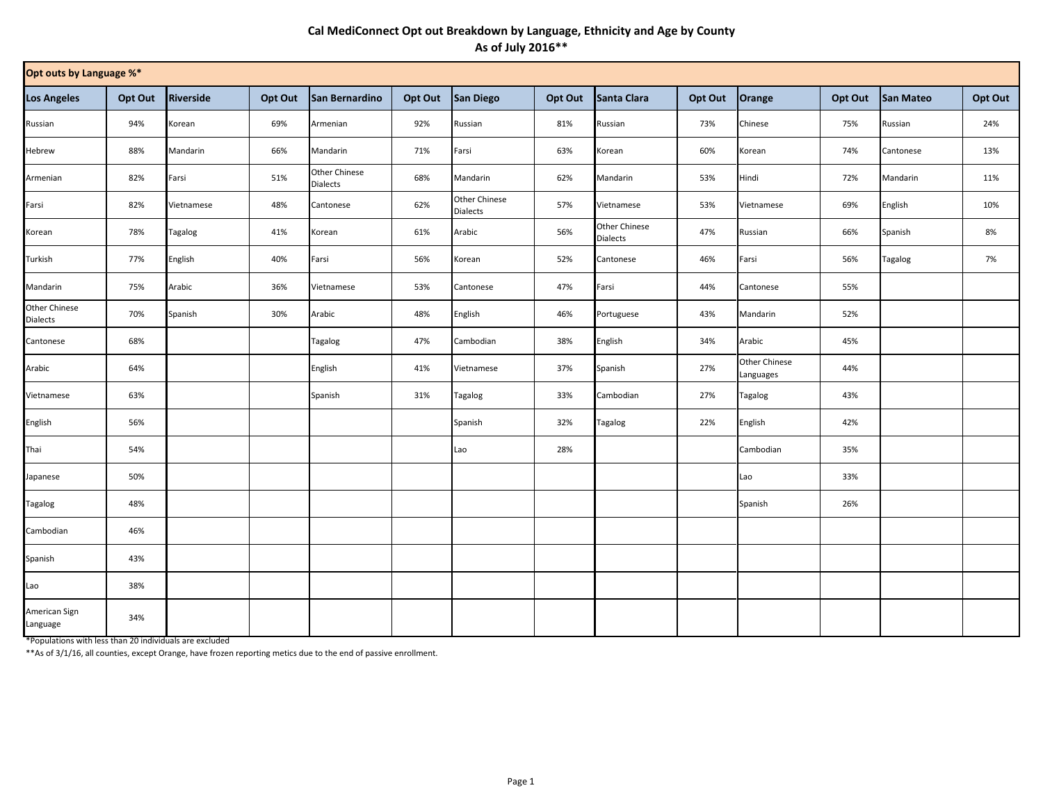# Cal MediConnect Opt out Breakdown by Language, Ethnicity and Age by County

## As of July 2016**

| Opt outs by Language %* | | | | | | | | | | | | | |
|---|---|---|---|---|---|---|---|---|---|---|---|---|---|
| **Los Angeles** | **Opt Out** | **Riverside** | **Opt Out** | **San Bernardino** | **Opt Out** | **San Diego** | **Opt Out** | **Santa Clara** | **Opt Out** | **Orange** | **Opt Out** | **San Mateo** | **Opt Out** |
| Russian | 94% | Korean | 69% | Armenian | 92% | Russian | 81% | Russian | 73% | Chinese | 75% | Russian | 24% |
| Hebrew | 88% | Mandarin | 66% | Mandarin | 71% | Farsi | 63% | Korean | 60% | Korean | 74% | Cantonese | 13% |
| Armenian | 82% | Farsi | 51% | Other Chinese Dialects | 68% | Mandarin | 62% | Mandarin | 53% | Hindi | 72% | Mandarin | 11% |
| Farsi | 82% | Vietnamese | 48% | Cantonese | 62% | Other Chinese Dialects | 57% | Vietnamese | 53% | Vietnamese | 69% | English | 10% |
| Korean | 78% | Tagalog | 41% | Korean | 61% | Arabic | 56% | Other Chinese Dialects | 47% | Russian | 66% | Spanish | 8% |
| Turkish | 77% | English | 40% | Farsi | 56% | Korean | 52% | Cantonese | 46% | Farsi | 56% | Tagalog | 7% |
| Mandarin | 75% | Arabic | 36% | Vietnamese | 53% | Cantonese | 47% | Farsi | 44% | Cantonese | 55% | | |
| Other Chinese Dialects | 70% | Spanish | 30% | Arabic | 48% | English | 46% | Portuguese | 43% | Mandarin | 52% | | |
| Cantonese | 68% | | | Tagalog | 47% | Cambodian | 38% | English | 34% | Arabic | 45% | | |
| Arabic | 64% | | | English | 41% | Vietnamese | 37% | Spanish | 27% | Other Chinese Languages | 44% | | |
| Vietnamese | 63% | | | Spanish | 31% | Tagalog | 33% | Cambodian | 27% | Tagalog | 43% | | |
| English | 56% | | | | | Spanish | 32% | Tagalog | 22% | English | 42% | | |
| Thai | 54% | | | | | Lao | 28% | | | Cambodian | 35% | | |
| Japanese | 50% | | | | | | | | | Lao | 33% | | |
| Tagalog | 48% | | | | | | | | | Spanish | 26% | | |
| Cambodian | 46% | | | | | | | | | | | | |
| Spanish | 43% | | | | | | | | | | | | |
| Lao | 38% | | | | | | | | | | | | |
| American Sign Language | 34% | | | | | | | | | | | | |

*Populations with less than 20 individuals are excluded

**As of 3/1/16, all counties, except Orange, have frozen reporting metics due to the end of passive enrollment.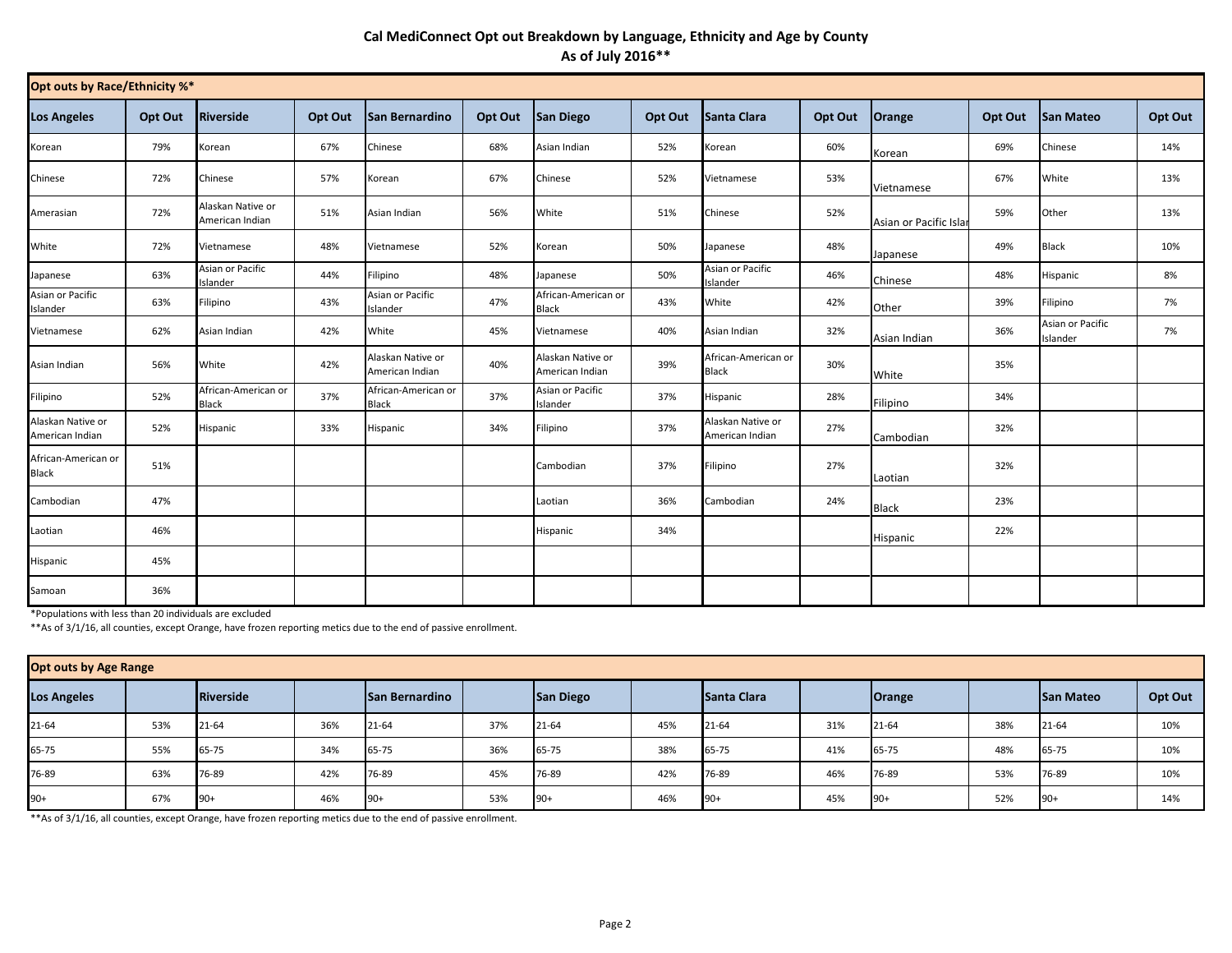## Cal MediConnect Opt out Breakdown by Language, Ethnicity and Age by County
## As of July 2016**

### Opt outs by Race/Ethnicity %*

| Los Angeles | Opt Out | Riverside | Opt Out | San Bernardino | Opt Out | San Diego | Opt Out | Santa Clara | Opt Out | Orange | Opt Out | San Mateo | Opt Out |
|---|---|---|---|---|---|---|---|---|---|---|---|---|---|
| Korean | 79% | Korean | 67% | Chinese | 68% | Asian Indian | 52% | Korean | 60% | Korean | 69% | Chinese | 14% |
| Chinese | 72% | Chinese | 57% | Korean | 67% | Chinese | 52% | Vietnamese | 53% | Vietnamese | 67% | White | 13% |
| Amerasian | 72% | Alaskan Native or American Indian | 51% | Asian Indian | 56% | White | 51% | Chinese | 52% | Asian or Pacific Islar | 59% | Other | 13% |
| White | 72% | Vietnamese | 48% | Vietnamese | 52% | Korean | 50% | Japanese | 48% | Japanese | 49% | Black | 10% |
| Japanese | 63% | Asian or Pacific Islander | 44% | Filipino | 48% | Japanese | 50% | Asian or Pacific Islander | 46% | Chinese | 48% | Hispanic | 8% |
| Asian or Pacific Islander | 63% | Filipino | 43% | Asian or Pacific Islander | 47% | African-American or Black | 43% | White | 42% | Other | 39% | Filipino | 7% |
| Vietnamese | 62% | Asian Indian | 42% | White | 45% | Vietnamese | 40% | Asian Indian | 32% | Asian Indian | 36% | Asian or Pacific Islander | 7% |
| Asian Indian | 56% | White | 42% | Alaskan Native or American Indian | 40% | Alaskan Native or American Indian | 39% | African-American or Black | 30% | White | 35% | | |
| Filipino | 52% | African-American or Black | 37% | African-American or Black | 37% | Asian or Pacific Islander | 37% | Hispanic | 28% | Filipino | 34% | | |
| Alaskan Native or American Indian | 52% | Hispanic | 33% | Hispanic | 34% | Filipino | 37% | Alaskan Native or American Indian | 27% | Cambodian | 32% | | |
| African-American or Black | 51% | | | | | Cambodian | 37% | Filipino | 27% | Laotian | 32% | | |
| Cambodian | 47% | | | | | Laotian | 36% | Cambodian | 24% | Black | 23% | | |
| Laotian | 46% | | | | | Hispanic | 34% | | | Hispanic | 22% | | |
| Hispanic | 45% | | | | | | | | | | | | |
| Samoan | 36% | | | | | | | | | | | | |

*Populations with less than 20 individuals are excluded

**As of 3/1/16, all counties, except Orange, have frozen reporting metics due to the end of passive enrollment.

### Opt outs by Age Range

| Los Angeles | | Riverside | | San Bernardino | | San Diego | | Santa Clara | | Orange | | San Mateo | Opt Out |
|---|---|---|---|---|---|---|---|---|---|---|---|---|---|
| 21-64 | 53% | 21-64 | 36% | 21-64 | 37% | 21-64 | 45% | 21-64 | 31% | 21-64 | 38% | 21-64 | 10% |
| 65-75 | 55% | 65-75 | 34% | 65-75 | 36% | 65-75 | 38% | 65-75 | 41% | 65-75 | 48% | 65-75 | 10% |
| 76-89 | 63% | 76-89 | 42% | 76-89 | 45% | 76-89 | 42% | 76-89 | 46% | 76-89 | 53% | 76-89 | 10% |
| 90+ | 67% | 90+ | 46% | 90+ | 53% | 90+ | 46% | 90+ | 45% | 90+ | 52% | 90+ | 14% |

**As of 3/1/16, all counties, except Orange, have frozen reporting metics due to the end of passive enrollment.